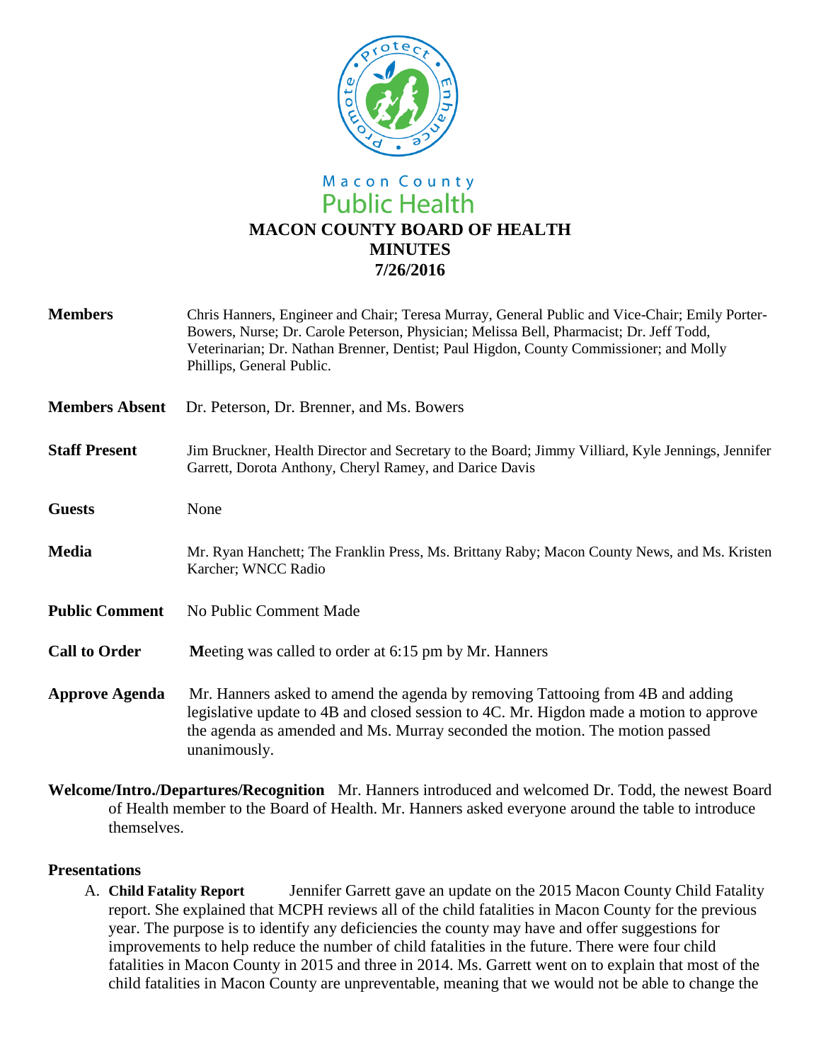Macon County
Public Health

# MACON COUNTY BOARD OF HEALTH
## MINUTES
## 7/26/2016

**Members** Chris Hanners, Engineer and Chair; Teresa Murray, General Public and Vice-Chair; Emily Porter-Bowers, Nurse; Dr. Carole Peterson, Physician; Melissa Bell, Pharmacist; Dr. Jeff Todd, Veterinarian; Dr. Nathan Brenner, Dentist; Paul Higdon, County Commissioner; and Molly Phillips, General Public.

**Members Absent** Dr. Peterson, Dr. Brenner, and Ms. Bowers

**Staff Present** Jim Bruckner, Health Director and Secretary to the Board; Jimmy Villiard, Kyle Jennings, Jennifer Garrett, Dorota Anthony, Cheryl Ramey, and Darice Davis

**Guests** None

**Media** Mr. Ryan Hanchett; The Franklin Press, Ms. Brittany Raby; Macon County News, and Ms. Kristen Karcher; WNCC Radio

**Public Comment** No Public Comment Made

**Call to Order** Meeting was called to order at 6:15 pm by Mr. Hanners

**Approve Agenda** Mr. Hanners asked to amend the agenda by removing Tattooing from 4B and adding legislative update to 4B and closed session to 4C. Mr. Higdon made a motion to approve the agenda as amended and Ms. Murray seconded the motion. The motion passed unanimously.

**Welcome/Intro./Departures/Recognition** Mr. Hanners introduced and welcomed Dr. Todd, the newest Board of Health member to the Board of Health. Mr. Hanners asked everyone around the table to introduce themselves.

**Presentations**

A. **Child Fatality Report** Jennifer Garrett gave an update on the 2015 Macon County Child Fatality report. She explained that MCPH reviews all of the child fatalities in Macon County for the previous year. The purpose is to identify any deficiencies the county may have and offer suggestions for improvements to help reduce the number of child fatalities in the future. There were four child fatalities in Macon County in 2015 and three in 2014. Ms. Garrett went on to explain that most of the child fatalities in Macon County are unpreventable, meaning that we would not be able to change the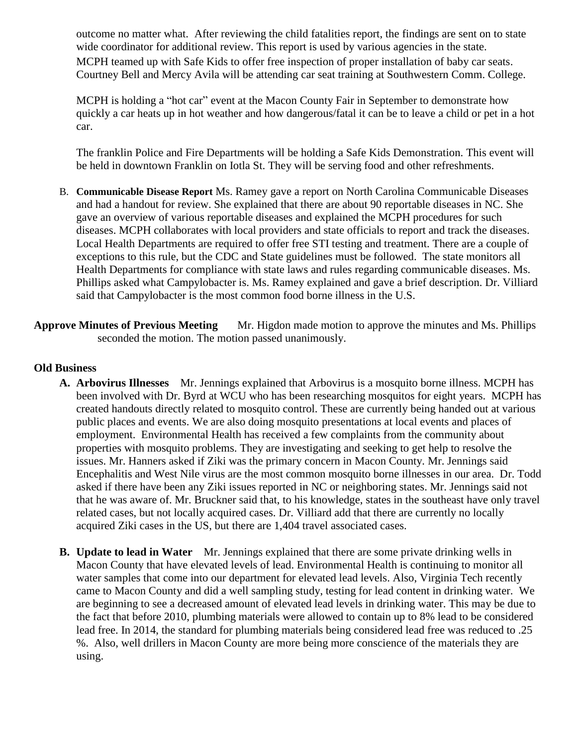outcome no matter what. After reviewing the child fatalities report, the findings are sent on to state wide coordinator for additional review. This report is used by various agencies in the state. MCPH teamed up with Safe Kids to offer free inspection of proper installation of baby car seats. Courtney Bell and Mercy Avila will be attending car seat training at Southwestern Comm. College.

MCPH is holding a "hot car" event at the Macon County Fair in September to demonstrate how quickly a car heats up in hot weather and how dangerous/fatal it can be to leave a child or pet in a hot car.

The franklin Police and Fire Departments will be holding a Safe Kids Demonstration. This event will be held in downtown Franklin on Iotla St. They will be serving food and other refreshments.

B. **Communicable Disease Report** Ms. Ramey gave a report on North Carolina Communicable Diseases and had a handout for review. She explained that there are about 90 reportable diseases in NC. She gave an overview of various reportable diseases and explained the MCPH procedures for such diseases. MCPH collaborates with local providers and state officials to report and track the diseases. Local Health Departments are required to offer free STI testing and treatment. There are a couple of exceptions to this rule, but the CDC and State guidelines must be followed. The state monitors all Health Departments for compliance with state laws and rules regarding communicable diseases. Ms. Phillips asked what Campylobacter is. Ms. Ramey explained and gave a brief description. Dr. Villiard said that Campylobacter is the most common food borne illness in the U.S.

**Approve Minutes of Previous Meeting** Mr. Higdon made motion to approve the minutes and Ms. Phillips seconded the motion. The motion passed unanimously.

**Old Business**

**A. Arbovirus Illnesses** Mr. Jennings explained that Arbovirus is a mosquito borne illness. MCPH has been involved with Dr. Byrd at WCU who has been researching mosquitos for eight years. MCPH has created handouts directly related to mosquito control. These are currently being handed out at various public places and events. We are also doing mosquito presentations at local events and places of employment. Environmental Health has received a few complaints from the community about properties with mosquito problems. They are investigating and seeking to get help to resolve the issues. Mr. Hanners asked if Ziki was the primary concern in Macon County. Mr. Jennings said Encephalitis and West Nile virus are the most common mosquito borne illnesses in our area. Dr. Todd asked if there have been any Ziki issues reported in NC or neighboring states. Mr. Jennings said not that he was aware of. Mr. Bruckner said that, to his knowledge, states in the southeast have only travel related cases, but not locally acquired cases. Dr. Villiard add that there are currently no locally acquired Ziki cases in the US, but there are 1,404 travel associated cases.

**B. Update to lead in Water** Mr. Jennings explained that there are some private drinking wells in Macon County that have elevated levels of lead. Environmental Health is continuing to monitor all water samples that come into our department for elevated lead levels. Also, Virginia Tech recently came to Macon County and did a well sampling study, testing for lead content in drinking water. We are beginning to see a decreased amount of elevated lead levels in drinking water. This may be due to the fact that before 2010, plumbing materials were allowed to contain up to 8% lead to be considered lead free. In 2014, the standard for plumbing materials being considered lead free was reduced to .25 %. Also, well drillers in Macon County are more being more conscience of the materials they are using.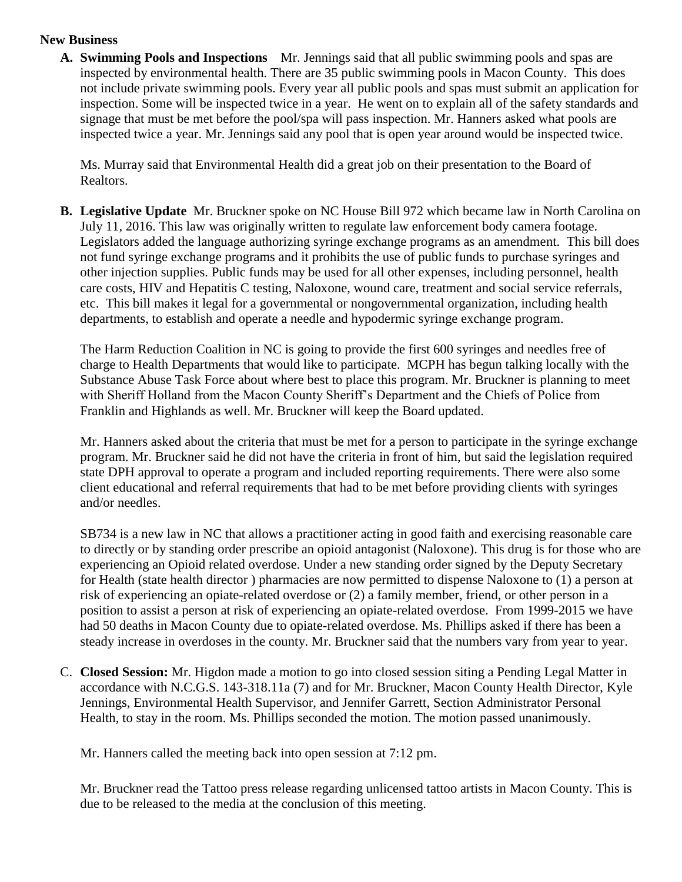**New Business**

**A. Swimming Pools and Inspections** Mr. Jennings said that all public swimming pools and spas are inspected by environmental health. There are 35 public swimming pools in Macon County. This does not include private swimming pools. Every year all public pools and spas must submit an application for inspection. Some will be inspected twice in a year. He went on to explain all of the safety standards and signage that must be met before the pool/spa will pass inspection. Mr. Hanners asked what pools are inspected twice a year. Mr. Jennings said any pool that is open year around would be inspected twice.

Ms. Murray said that Environmental Health did a great job on their presentation to the Board of Realtors.

**B. Legislative Update** Mr. Bruckner spoke on NC House Bill 972 which became law in North Carolina on July 11, 2016. This law was originally written to regulate law enforcement body camera footage. Legislators added the language authorizing syringe exchange programs as an amendment. This bill does not fund syringe exchange programs and it prohibits the use of public funds to purchase syringes and other injection supplies. Public funds may be used for all other expenses, including personnel, health care costs, HIV and Hepatitis C testing, Naloxone, wound care, treatment and social service referrals, etc. This bill makes it legal for a governmental or nongovernmental organization, including health departments, to establish and operate a needle and hypodermic syringe exchange program.

The Harm Reduction Coalition in NC is going to provide the first 600 syringes and needles free of charge to Health Departments that would like to participate. MCPH has begun talking locally with the Substance Abuse Task Force about where best to place this program. Mr. Bruckner is planning to meet with Sheriff Holland from the Macon County Sheriff's Department and the Chiefs of Police from Franklin and Highlands as well. Mr. Bruckner will keep the Board updated.

Mr. Hanners asked about the criteria that must be met for a person to participate in the syringe exchange program. Mr. Bruckner said he did not have the criteria in front of him, but said the legislation required state DPH approval to operate a program and included reporting requirements. There were also some client educational and referral requirements that had to be met before providing clients with syringes and/or needles.

SB734 is a new law in NC that allows a practitioner acting in good faith and exercising reasonable care to directly or by standing order prescribe an opioid antagonist (Naloxone). This drug is for those who are experiencing an Opioid related overdose. Under a new standing order signed by the Deputy Secretary for Health (state health director ) pharmacies are now permitted to dispense Naloxone to (1) a person at risk of experiencing an opiate-related overdose or (2) a family member, friend, or other person in a position to assist a person at risk of experiencing an opiate-related overdose. From 1999-2015 we have had 50 deaths in Macon County due to opiate-related overdose. Ms. Phillips asked if there has been a steady increase in overdoses in the county. Mr. Bruckner said that the numbers vary from year to year.

C. **Closed Session:** Mr. Higdon made a motion to go into closed session siting a Pending Legal Matter in accordance with N.C.G.S. 143-318.11a (7) and for Mr. Bruckner, Macon County Health Director, Kyle Jennings, Environmental Health Supervisor, and Jennifer Garrett, Section Administrator Personal Health, to stay in the room. Ms. Phillips seconded the motion. The motion passed unanimously.

Mr. Hanners called the meeting back into open session at 7:12 pm.

Mr. Bruckner read the Tattoo press release regarding unlicensed tattoo artists in Macon County. This is due to be released to the media at the conclusion of this meeting.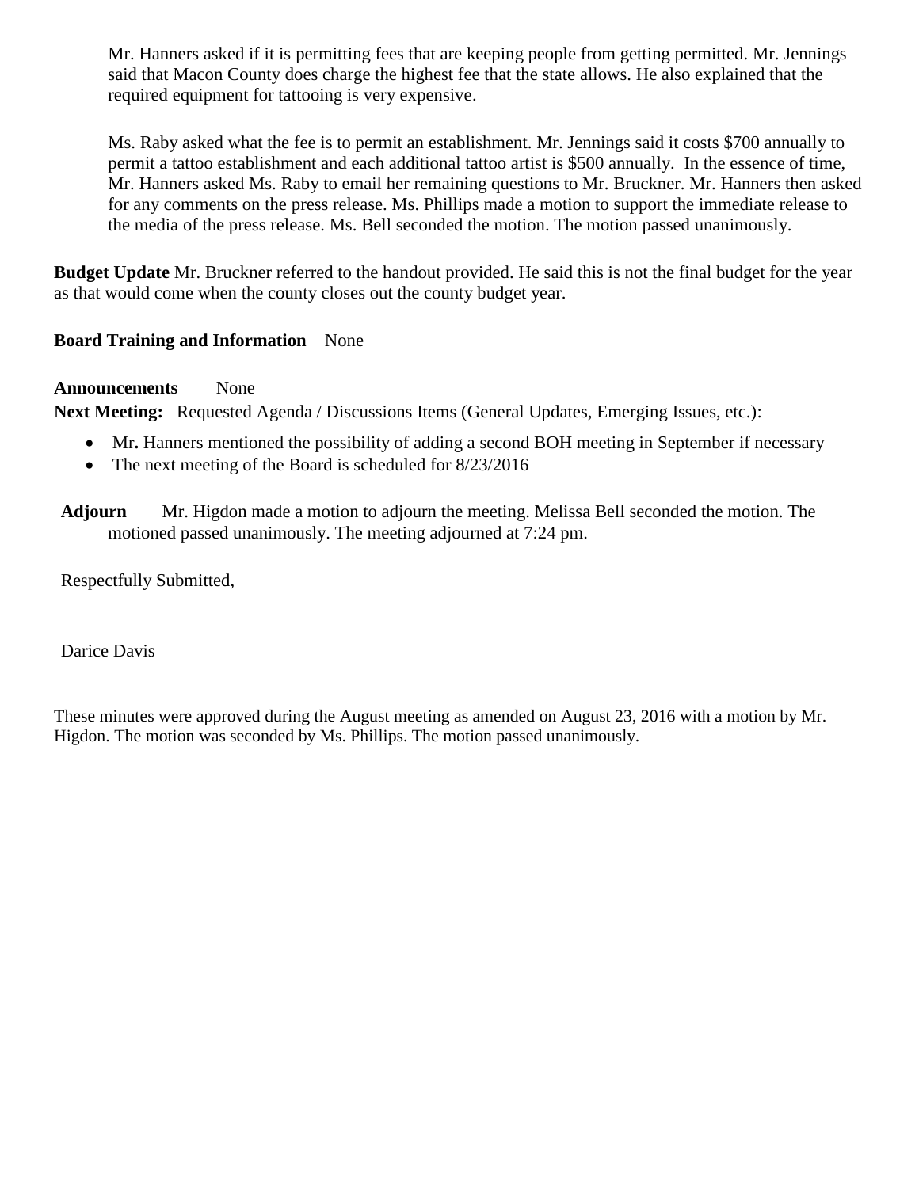Mr. Hanners asked if it is permitting fees that are keeping people from getting permitted. Mr. Jennings said that Macon County does charge the highest fee that the state allows. He also explained that the required equipment for tattooing is very expensive.

Ms. Raby asked what the fee is to permit an establishment. Mr. Jennings said it costs $700 annually to permit a tattoo establishment and each additional tattoo artist is $500 annually. In the essence of time, Mr. Hanners asked Ms. Raby to email her remaining questions to Mr. Bruckner. Mr. Hanners then asked for any comments on the press release. Ms. Phillips made a motion to support the immediate release to the media of the press release. Ms. Bell seconded the motion. The motion passed unanimously.

**Budget Update** Mr. Bruckner referred to the handout provided. He said this is not the final budget for the year as that would come when the county closes out the county budget year.

**Board Training and Information** None

**Announcements** None

**Next Meeting:** Requested Agenda / Discussions Items (General Updates, Emerging Issues, etc.):

- Mr**.** Hanners mentioned the possibility of adding a second BOH meeting in September if necessary
- The next meeting of the Board is scheduled for 8/23/2016

**Adjourn** Mr. Higdon made a motion to adjourn the meeting. Melissa Bell seconded the motion. The motioned passed unanimously. The meeting adjourned at 7:24 pm.

Respectfully Submitted,

Darice Davis

These minutes were approved during the August meeting as amended on August 23, 2016 with a motion by Mr. Higdon. The motion was seconded by Ms. Phillips. The motion passed unanimously.